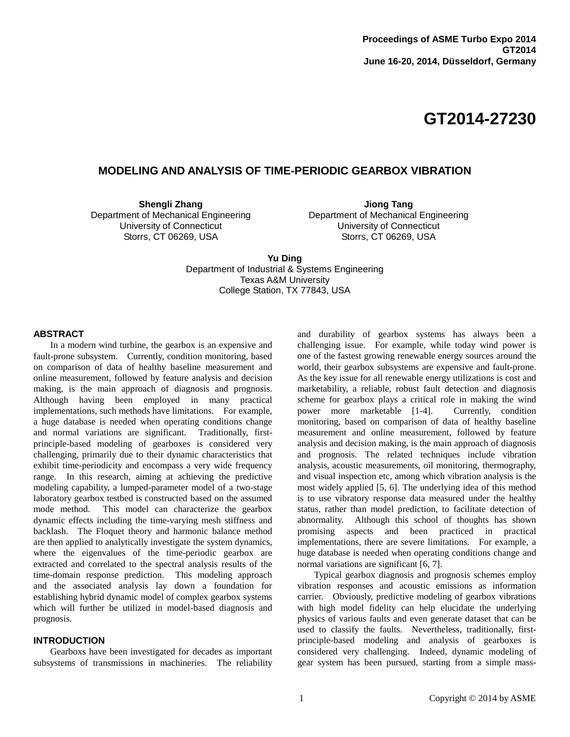Proceedings of ASME Turbo Expo 2014
GT2014
June 16-20, 2014, Düsseldorf, Germany

GT2014-27230

# MODELING AND ANALYSIS OF TIME-PERIODIC GEARBOX VIBRATION

**Shengli Zhang**
Department of Mechanical Engineering
University of Connecticut
Storrs, CT 06269, USA

**Jiong Tang**
Department of Mechanical Engineering
University of Connecticut
Storrs, CT 06269, USA

**Yu Ding**
Department of Industrial & Systems Engineering
Texas A&M University
College Station, TX 77843, USA

## ABSTRACT

In a modern wind turbine, the gearbox is an expensive and fault-prone subsystem. Currently, condition monitoring, based on comparison of data of healthy baseline measurement and online measurement, followed by feature analysis and decision making, is the main approach of diagnosis and prognosis. Although having been employed in many practical implementations, such methods have limitations. For example, a huge database is needed when operating conditions change and normal variations are significant. Traditionally, first-principle-based modeling of gearboxes is considered very challenging, primarily due to their dynamic characteristics that exhibit time-periodicity and encompass a very wide frequency range. In this research, aiming at achieving the predictive modeling capability, a lumped-parameter model of a two-stage laboratory gearbox testbed is constructed based on the assumed mode method. This model can characterize the gearbox dynamic effects including the time-varying mesh stiffness and backlash. The Floquet theory and harmonic balance method are then applied to analytically investigate the system dynamics, where the eigenvalues of the time-periodic gearbox are extracted and correlated to the spectral analysis results of the time-domain response prediction. This modeling approach and the associated analysis lay down a foundation for establishing hybrid dynamic model of complex gearbox systems which will further be utilized in model-based diagnosis and prognosis.

## INTRODUCTION

Gearboxs have been investigated for decades as important subsystems of transmissions in machineries. The reliability and durability of gearbox systems has always been a challenging issue. For example, while today wind power is one of the fastest growing renewable energy sources around the world, their gearbox subsystems are expensive and fault-prone. As the key issue for all renewable energy utilizations is cost and marketability, a reliable, robust fault detection and diagnosis scheme for gearbox plays a critical role in making the wind power more marketable [1-4]. Currently, condition monitoring, based on comparison of data of healthy baseline measurement and online measurement, followed by feature analysis and decision making, is the main approach of diagnosis and prognosis. The related techniques include vibration analysis, acoustic measurements, oil monitoring, thermography, and visual inspection etc, among which vibration analysis is the most widely applied [5, 6]. The underlying idea of this method is to use vibratory response data measured under the healthy status, rather than model prediction, to facilitate detection of abnormality. Although this school of thoughts has shown promising aspects and been practiced in practical implementations, there are severe limitations. For example, a huge database is needed when operating conditions change and normal variations are significant [6, 7].

Typical gearbox diagnosis and prognosis schemes employ vibration responses and acoustic emissions as information carrier. Obviously, predictive modeling of gearbox vibrations with high model fidelity can help elucidate the underlying physics of various faults and even generate dataset that can be used to classify the faults. Nevertheless, traditionally, first-principle-based modeling and analysis of gearboxes is considered very challenging. Indeed, dynamic modeling of gear system has been pursued, starting from a simple mass-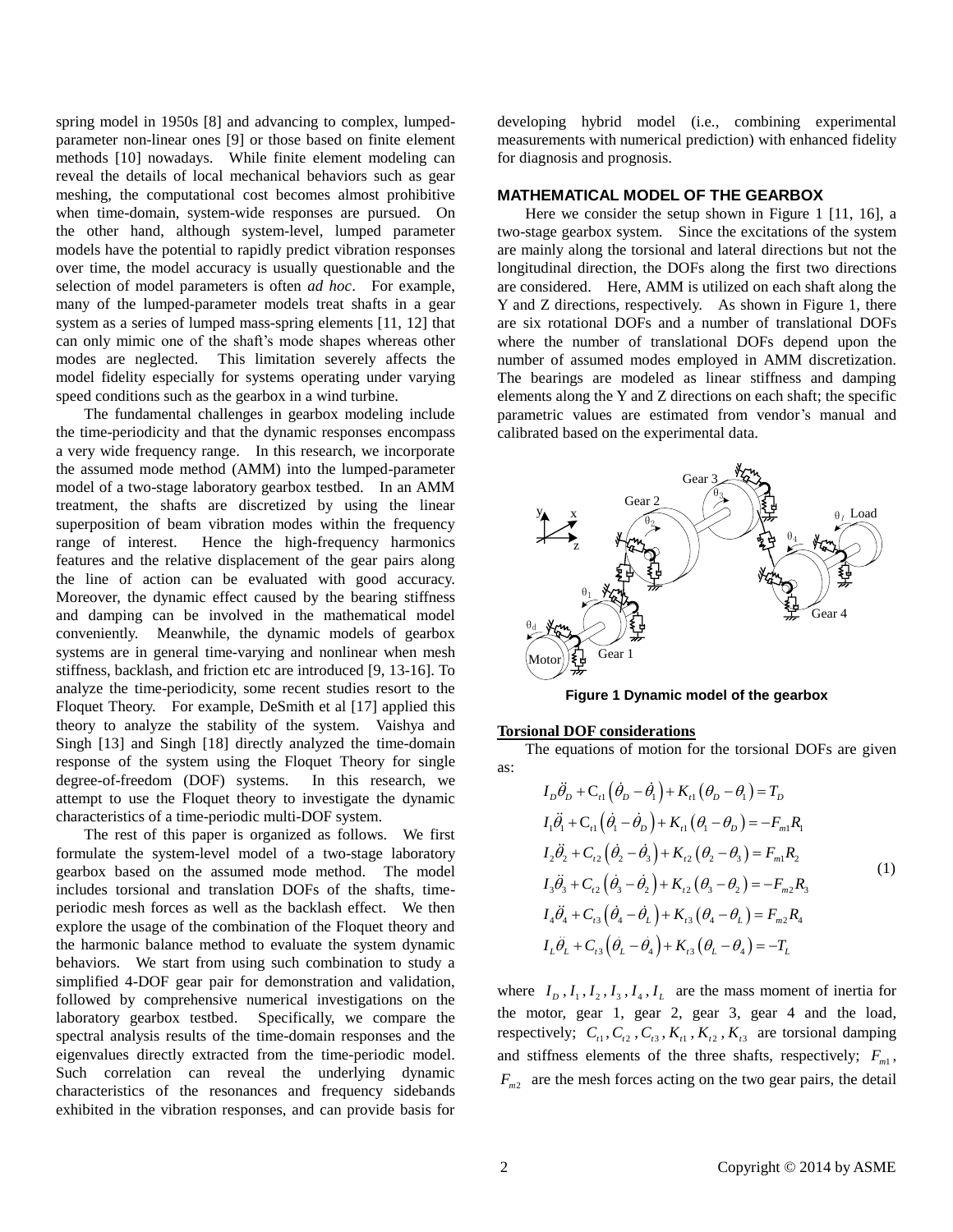spring model in 1950s [8] and advancing to complex, lumped-parameter non-linear ones [9] or those based on finite element methods [10] nowadays. While finite element modeling can reveal the details of local mechanical behaviors such as gear meshing, the computational cost becomes almost prohibitive when time-domain, system-wide responses are pursued. On the other hand, although system-level, lumped parameter models have the potential to rapidly predict vibration responses over time, the model accuracy is usually questionable and the selection of model parameters is often *ad hoc*. For example, many of the lumped-parameter models treat shafts in a gear system as a series of lumped mass-spring elements [11, 12] that can only mimic one of the shaft's mode shapes whereas other modes are neglected. This limitation severely affects the model fidelity especially for systems operating under varying speed conditions such as the gearbox in a wind turbine.

The fundamental challenges in gearbox modeling include the time-periodicity and that the dynamic responses encompass a very wide frequency range. In this research, we incorporate the assumed mode method (AMM) into the lumped-parameter model of a two-stage laboratory gearbox testbed. In an AMM treatment, the shafts are discretized by using the linear superposition of beam vibration modes within the frequency range of interest. Hence the high-frequency harmonics features and the relative displacement of the gear pairs along the line of action can be evaluated with good accuracy. Moreover, the dynamic effect caused by the bearing stiffness and damping can be involved in the mathematical model conveniently. Meanwhile, the dynamic models of gearbox systems are in general time-varying and nonlinear when mesh stiffness, backlash, and friction etc are introduced [9, 13-16]. To analyze the time-periodicity, some recent studies resort to the Floquet Theory. For example, DeSmith et al [17] applied this theory to analyze the stability of the system. Vaishya and Singh [13] and Singh [18] directly analyzed the time-domain response of the system using the Floquet Theory for single degree-of-freedom (DOF) systems. In this research, we attempt to use the Floquet theory to investigate the dynamic characteristics of a time-periodic multi-DOF system.

The rest of this paper is organized as follows. We first formulate the system-level model of a two-stage laboratory gearbox based on the assumed mode method. The model includes torsional and translation DOFs of the shafts, time-periodic mesh forces as well as the backlash effect. We then explore the usage of the combination of the Floquet theory and the harmonic balance method to evaluate the system dynamic behaviors. We start from using such combination to study a simplified 4-DOF gear pair for demonstration and validation, followed by comprehensive numerical investigations on the laboratory gearbox testbed. Specifically, we compare the spectral analysis results of the time-domain responses and the eigenvalues directly extracted from the time-periodic model. Such correlation can reveal the underlying dynamic characteristics of the resonances and frequency sidebands exhibited in the vibration responses, and can provide basis for developing hybrid model (i.e., combining experimental measurements with numerical prediction) with enhanced fidelity for diagnosis and prognosis.

## MATHEMATICAL MODEL OF THE GEARBOX

Here we consider the setup shown in Figure 1 [11, 16], a two-stage gearbox system. Since the excitations of the system are mainly along the torsional and lateral directions but not the longitudinal direction, the DOFs along the first two directions are considered. Here, AMM is utilized on each shaft along the Y and Z directions, respectively. As shown in Figure 1, there are six rotational DOFs and a number of translational DOFs where the number of translational DOFs depend upon the number of assumed modes employed in AMM discretization. The bearings are modeled as linear stiffness and damping elements along the Y and Z directions on each shaft; the specific parametric values are estimated from vendor's manual and calibrated based on the experimental data.

Gear 3
Gear 2
y
x
z
$\theta_3$
$\theta_2$
$\theta_l$
Load
$\theta_4$
$\theta_1$
$\theta_d$
Gear 4
Gear 1
Motor

**Figure 1 Dynamic model of the gearbox**

**Torsional DOF considerations**

The equations of motion for the torsional DOFs are given as:

$$
\begin{aligned}
&I_D\ddot{\theta}_D + C_{t1}\left(\dot{\theta}_D - \dot{\theta}_1\right) + K_{t1}\left(\theta_D - \theta_1\right) = T_D \\
&I_1\ddot{\theta}_1 + C_{t1}\left(\dot{\theta}_1 - \dot{\theta}_D\right) + K_{t1}\left(\theta_1 - \theta_D\right) = -F_{m1}R_1 \\
&I_2\ddot{\theta}_2 + C_{t2}\left(\dot{\theta}_2 - \dot{\theta}_3\right) + K_{t2}\left(\theta_2 - \theta_3\right) = F_{m1}R_2 \\
&I_3\ddot{\theta}_3 + C_{t2}\left(\dot{\theta}_3 - \dot{\theta}_2\right) + K_{t2}\left(\theta_3 - \theta_2\right) = -F_{m2}R_3 \\
&I_4\ddot{\theta}_4 + C_{t3}\left(\dot{\theta}_4 - \dot{\theta}_L\right) + K_{t3}\left(\theta_4 - \theta_L\right) = F_{m2}R_4 \\
&I_L\ddot{\theta}_L + C_{t3}\left(\dot{\theta}_L - \dot{\theta}_4\right) + K_{t3}\left(\theta_L - \theta_4\right) = -T_L
\end{aligned}
\tag{1}
$$

where $I_D, I_1, I_2, I_3, I_4, I_L$ are the mass moment of inertia for the motor, gear 1, gear 2, gear 3, gear 4 and the load, respectively; $C_{t1}, C_{t2}, C_{t3}, K_{t1}, K_{t2}, K_{t3}$ are torsional damping and stiffness elements of the three shafts, respectively; $F_{m1}$, $F_{m2}$ are the mesh forces acting on the two gear pairs, the detail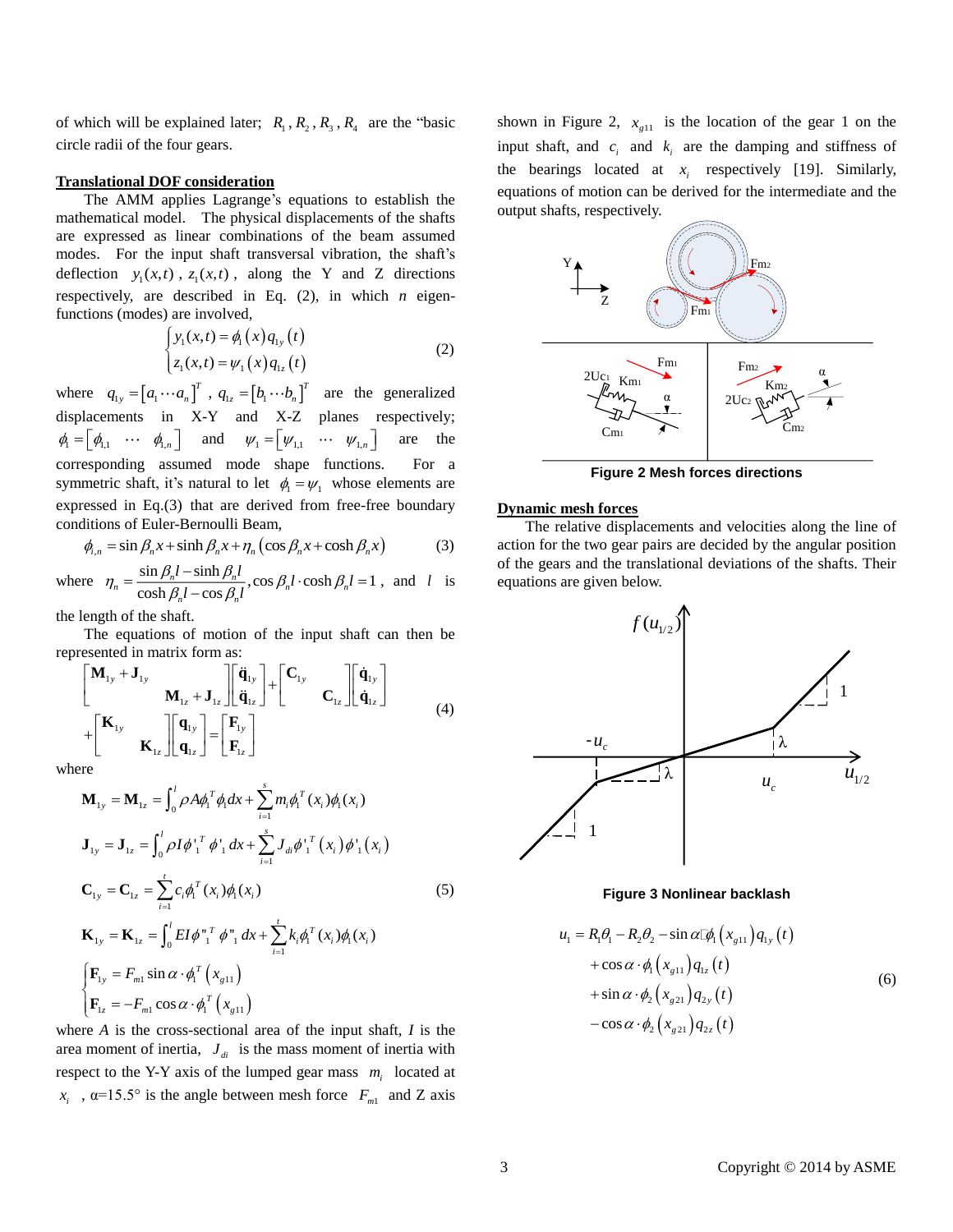of which will be explained later; $R_1, R_2, R_3, R_4$ are the "basic circle radii of the four gears.

**Translational DOF consideration**

The AMM applies Lagrange's equations to establish the mathematical model. The physical displacements of the shafts are expressed as linear combinations of the beam assumed modes. For the input shaft transversal vibration, the shaft's deflection $y_1(x,t)$, $z_1(x,t)$, along the Y and Z directions respectively, are described in Eq. (2), in which $n$ eigen-functions (modes) are involved,

$$\begin{cases} y_1(x,t) = \phi_1(x) q_{1y}(t) \\ z_1(x,t) = \psi_1(x) q_{1z}(t) \end{cases} \tag{2}$$

where $q_{1y} = [a_1 \cdots a_n]^T$, $q_{1z} = [b_1 \cdots b_n]^T$ are the generalized displacements in X-Y and X-Z planes respectively; $\phi_1 = [\phi_{1,1} \ \cdots \ \phi_{1,n}]$ and $\psi_1 = [\psi_{1,1} \ \cdots \ \psi_{1,n}]$ are the corresponding assumed mode shape functions. For a symmetric shaft, it's natural to let $\phi_1 = \psi_1$ whose elements are expressed in Eq.(3) that are derived from free-free boundary conditions of Euler-Bernoulli Beam,

$$\phi_{i,n} = \sin\beta_n x + \sinh\beta_n x + \eta_n(\cos\beta_n x + \cosh\beta_n x) \tag{3}$$

where $\eta_n = \dfrac{\sin\beta_n l - \sinh\beta_n l}{\cosh\beta_n l - \cos\beta_n l}$, $\cos\beta_n l \cdot \cosh\beta_n l = 1$, and $l$ is the length of the shaft.

The equations of motion of the input shaft can then be represented in matrix form as:

$$\begin{bmatrix} \mathbf{M}_{1y} + \mathbf{J}_{1y} & \\ & \mathbf{M}_{1z} + \mathbf{J}_{1z} \end{bmatrix} \begin{bmatrix} \ddot{\mathbf{q}}_{1y} \\ \ddot{\mathbf{q}}_{1z} \end{bmatrix} + \begin{bmatrix} \mathbf{C}_{1y} & \\ & \mathbf{C}_{1z} \end{bmatrix} \begin{bmatrix} \dot{\mathbf{q}}_{1y} \\ \dot{\mathbf{q}}_{1z} \end{bmatrix} + \begin{bmatrix} \mathbf{K}_{1y} & \\ & \mathbf{K}_{1z} \end{bmatrix} \begin{bmatrix} \mathbf{q}_{1y} \\ \mathbf{q}_{1z} \end{bmatrix} = \begin{bmatrix} \mathbf{F}_{1y} \\ \mathbf{F}_{1z} \end{bmatrix} \tag{4}$$

where

$$\begin{aligned}
&\mathbf{M}_{1y} = \mathbf{M}_{1z} = \int_0^l \rho A \phi_1^T \phi_1 dx + \sum_{i=1}^{s} m_i \phi_1^T(x_i)\phi_1(x_i) \\
&\mathbf{J}_{1y} = \mathbf{J}_{1z} = \int_0^l \rho I \phi'^T_1 \phi'_1 dx + \sum_{i=1}^{s} J_{di} \phi'^T_1(x_i)\phi'_1(x_i) \\
&\mathbf{C}_{1y} = \mathbf{C}_{1z} = \sum_{i=1}^{t} c_i \phi_1^T(x_i)\phi_1(x_i) \\
&\mathbf{K}_{1y} = \mathbf{K}_{1z} = \int_0^l EI \phi''^T_1 \phi''_1 dx + \sum_{i=1}^{t} k_i \phi_1^T(x_i)\phi_1(x_i) \\
&\begin{cases} \mathbf{F}_{1y} = F_{m1} \sin\alpha \cdot \phi_1^T(x_{g11}) \\ \mathbf{F}_{1z} = -F_{m1} \cos\alpha \cdot \phi_1^T(x_{g11}) \end{cases}
\end{aligned} \tag{5}$$

where $A$ is the cross-sectional area of the input shaft, $I$ is the area moment of inertia, $J_{di}$ is the mass moment of inertia with respect to the Y-Y axis of the lumped gear mass $m_i$ located at $x_i$, α=15.5° is the angle between mesh force $F_{m1}$ and Z axis shown in Figure 2, $x_{g11}$ is the location of the gear 1 on the input shaft, and $c_i$ and $k_i$ are the damping and stiffness of the bearings located at $x_i$ respectively [19]. Similarly, equations of motion can be derived for the intermediate and the output shafts, respectively.

**Figure 2 Mesh forces directions**

**Dynamic mesh forces**

The relative displacements and velocities along the line of action for the two gear pairs are decided by the angular position of the gears and the translational deviations of the shafts. Their equations are given below.

**Figure 3 Nonlinear backlash**

$$\begin{aligned}
u_1 = R_1\theta_1 - R_2\theta_2 &- \sin\alpha \cdot \phi_1(x_{g11}) q_{1y}(t) \\
&+ \cos\alpha \cdot \phi_1(x_{g11}) q_{1z}(t) \\
&+ \sin\alpha \cdot \phi_2(x_{g21}) q_{2y}(t) \\
&- \cos\alpha \cdot \phi_2(x_{g21}) q_{2z}(t)
\end{aligned} \tag{6}$$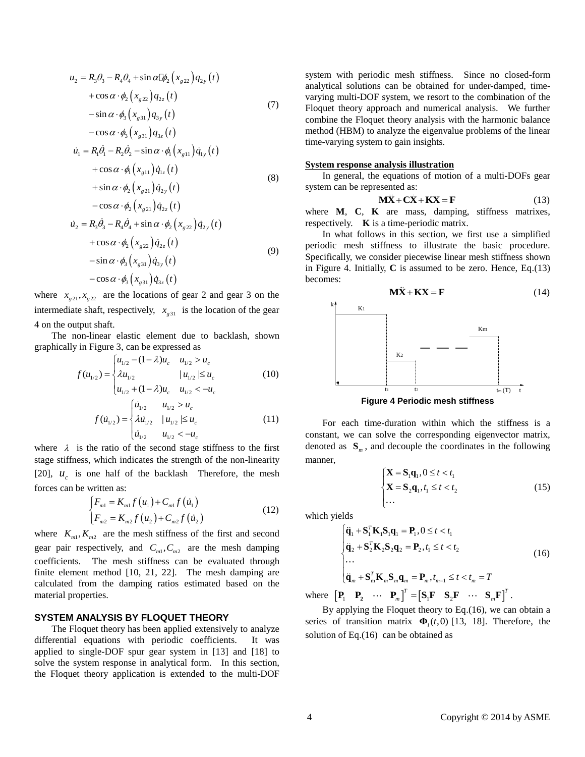$$
\begin{aligned}
u_2 = & R_3\theta_3 - R_4\theta_4 + \sin\alpha \cdot \phi_2\left(x_{g22}\right)q_{2y}\left(t\right) \\
& + \cos\alpha \cdot \phi_2\left(x_{g22}\right)q_{2z}\left(t\right) \\
& - \sin\alpha \cdot \phi_3\left(x_{g31}\right)q_{3y}\left(t\right) \\
& - \cos\alpha \cdot \phi_3\left(x_{g31}\right)q_{3z}\left(t\right)
\end{aligned} \tag{7}
$$

$$
\begin{aligned}
\dot{u}_1 = & R_1\dot{\theta}_1 - R_2\dot{\theta}_2 - \sin\alpha \cdot \phi_1\left(x_{g11}\right)\dot{q}_{1y}\left(t\right) \\
& + \cos\alpha \cdot \phi_1\left(x_{g11}\right)\dot{q}_{1z}\left(t\right) \\
& + \sin\alpha \cdot \phi_2\left(x_{g21}\right)\dot{q}_{2y}\left(t\right) \\
& - \cos\alpha \cdot \phi_2\left(x_{g21}\right)\dot{q}_{2z}\left(t\right)
\end{aligned} \tag{8}
$$

$$
\begin{aligned}
\dot{u}_2 = & R_3\dot{\theta}_3 - R_4\dot{\theta}_4 + \sin\alpha \cdot \phi_2\left(x_{g22}\right)\dot{q}_{2y}\left(t\right) \\
& + \cos\alpha \cdot \phi_2\left(x_{g22}\right)\dot{q}_{2z}\left(t\right) \\
& - \sin\alpha \cdot \phi_3\left(x_{g31}\right)\dot{q}_{3y}\left(t\right) \\
& - \cos\alpha \cdot \phi_3\left(x_{g31}\right)\dot{q}_{3z}\left(t\right)
\end{aligned} \tag{9}
$$

where $x_{g21}, x_{g22}$ are the locations of gear 2 and gear 3 on the intermediate shaft, respectively, $x_{g31}$ is the location of the gear 4 on the output shaft.

The non-linear elastic element due to backlash, shown graphically in Figure 3, can be expressed as

$$
f(u_{1/2}) = \begin{cases} u_{1/2} - (1-\lambda)u_c & u_{1/2} > u_c \\ \lambda u_{1/2} & |u_{1/2}| \le u_c \\ u_{1/2} + (1-\lambda)u_c & u_{1/2} < -u_c \end{cases} \tag{10}
$$

$$
f(\dot{u}_{1/2}) = \begin{cases} \dot{u}_{1/2} & u_{1/2} > u_c \\ \lambda \dot{u}_{1/2} & |u_{1/2}| \le u_c \\ \dot{u}_{1/2} & u_{1/2} < -u_c \end{cases} \tag{11}
$$

where $\lambda$ is the ratio of the second stage stiffness to the first stage stiffness, which indicates the strength of the non-linearity [20], $u_c$ is one half of the backlash Therefore, the mesh forces can be written as:

$$
\begin{cases} F_{m1} = K_{m1} f\left(u_1\right) + C_{m1} f\left(\dot{u}_1\right) \\ F_{m2} = K_{m2} f\left(u_2\right) + C_{m2} f\left(\dot{u}_2\right) \end{cases} \tag{12}
$$

where $K_{m1}, K_{m2}$ are the mesh stiffness of the first and second gear pair respectively, and $C_{m1}, C_{m2}$ are the mesh damping coefficients. The mesh stiffness can be evaluated through finite element method [10, 21, 22]. The mesh damping are calculated from the damping ratios estimated based on the material properties.

## SYSTEM ANALYSIS BY FLOQUET THEORY

The Floquet theory has been applied extensively to analyze differential equations with periodic coefficients. It was applied to single-DOF spur gear system in [13] and [18] to solve the system response in analytical form. In this section, the Floquet theory application is extended to the multi-DOF system with periodic mesh stiffness. Since no closed-form analytical solutions can be obtained for under-damped, time-varying multi-DOF system, we resort to the combination of the Floquet theory approach and numerical analysis. We further combine the Floquet theory analysis with the harmonic balance method (HBM) to analyze the eigenvalue problems of the linear time-varying system to gain insights.

**System response analysis illustration**

In general, the equations of motion of a multi-DOFs gear system can be represented as:

$$
\mathbf{M}\ddot{\mathbf{X}} + \mathbf{C}\dot{\mathbf{X}} + \mathbf{K}\mathbf{X} = \mathbf{F} \tag{13}
$$

where **M**, **C**, **K** are mass, damping, stiffness matrixes, respectively. **K** is a time-periodic matrix.

In what follows in this section, we first use a simplified periodic mesh stiffness to illustrate the basic procedure. Specifically, we consider piecewise linear mesh stiffness shown in Figure 4. Initially, **C** is assumed to be zero. Hence, Eq.(13) becomes:

$$
\mathbf{M}\ddot{\mathbf{X}} + \mathbf{K}\mathbf{X} = \mathbf{F} \tag{14}
$$

**Figure 4 Periodic mesh stiffness**

For each time-duration within which the stiffness is a constant, we can solve the corresponding eigenvector matrix, denoted as $\mathbf{S}_m$, and decouple the coordinates in the following manner,

$$
\begin{cases} \mathbf{X} = \mathbf{S}_1\mathbf{q}_1, 0 \le t < t_1 \\ \mathbf{X} = \mathbf{S}_2\mathbf{q}_1, t_1 \le t < t_2 \\ \cdots \end{cases} \tag{15}
$$

which yields

$$
\begin{cases} \ddot{\mathbf{q}}_1 + \mathbf{S}_1^T\mathbf{K}_1\mathbf{S}_1\mathbf{q}_1 = \mathbf{P}_1, 0 \le t < t_1 \\ \ddot{\mathbf{q}}_2 + \mathbf{S}_2^T\mathbf{K}_2\mathbf{S}_2\mathbf{q}_2 = \mathbf{P}_2, t_1 \le t < t_2 \\ \cdots \\ \ddot{\mathbf{q}}_m + \mathbf{S}_m^T\mathbf{K}_m\mathbf{S}_m\mathbf{q}_m = \mathbf{P}_m, t_{m-1} \le t < t_m = T \end{cases} \tag{16}
$$

where $\begin{bmatrix}\mathbf{P}_1 & \mathbf{P}_2 & \cdots & \mathbf{P}_m\end{bmatrix}^T = \begin{bmatrix}\mathbf{S}_1\mathbf{F} & \mathbf{S}_2\mathbf{F} & \cdots & \mathbf{S}_m\mathbf{F}\end{bmatrix}^T$.

By applying the Floquet theory to Eq.(16), we can obtain a series of transition matrix $\mathbf{\Phi}_i(t,0)$ [13, 18]. Therefore, the solution of Eq.(16) can be obtained as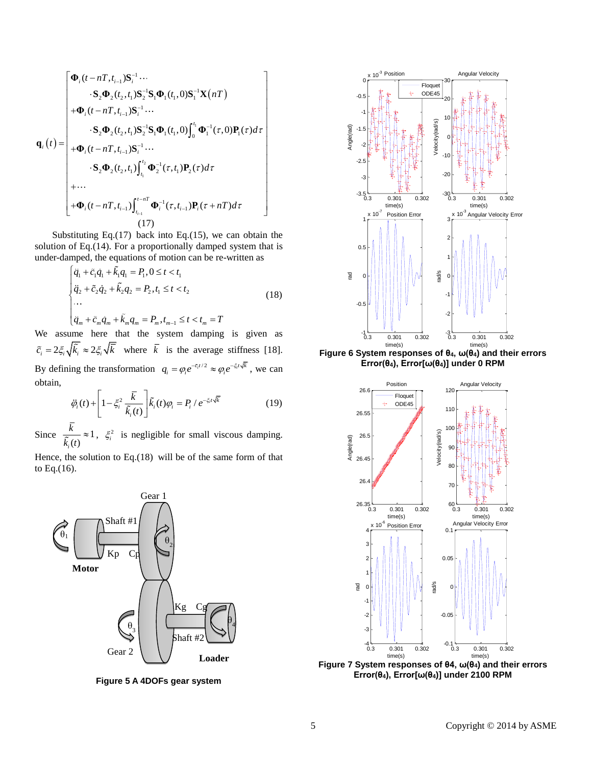$$
\mathbf{q}_i(t) = \begin{bmatrix}
\mathbf{\Phi}_i(t-nT, t_{i-1})\mathbf{S}_i^{-1} \cdots \\
\quad \cdot \mathbf{S}_2 \mathbf{\Phi}_2(t_2, t_1)\mathbf{S}_2^{-1}\mathbf{S}_1\mathbf{\Phi}_1(t_1, 0)\mathbf{S}_1^{-1}\mathbf{X}(nT) \\
+\mathbf{\Phi}_i(t-nT, t_{i-1})\mathbf{S}_i^{-1} \cdots \\
\quad \cdot \mathbf{S}_2 \mathbf{\Phi}_2(t_2, t_1)\mathbf{S}_2^{-1}\mathbf{S}_1\mathbf{\Phi}_1(t_1, 0)\int_0^{t_1}\mathbf{\Phi}_1^{-1}(\tau, 0)\mathbf{P}_1(\tau)d\tau \\
+\mathbf{\Phi}_i(t-nT, t_{i-1})\mathbf{S}_i^{-1} \cdots \\
\quad \cdot \mathbf{S}_2 \mathbf{\Phi}_2(t_2, t_1)\int_{t_1}^{t_2}\mathbf{\Phi}_2^{-1}(\tau, t_1)\mathbf{P}_2(\tau)d\tau \\
+\cdots \\
+\mathbf{\Phi}_i(t-nT, t_{i-1})\int_{t_{i-1}}^{t-nT}\mathbf{\Phi}_i^{-1}(\tau, t_{i-1})\mathbf{P}_i(\tau+nT)d\tau
\end{bmatrix} \tag{17}
$$

Substituting Eq.(17) back into Eq.(15), we can obtain the solution of Eq.(14). For a proportionally damped system that is under-damped, the equations of motion can be re-written as

$$
\begin{cases}
\ddot{q}_1 + \tilde{c}_1\dot{q}_1 + \tilde{k}_1 q_1 = P_1, 0 \le t < t_1 \\
\ddot{q}_2 + \tilde{c}_2\dot{q}_2 + \tilde{k}_2 q_2 = P_2, t_1 \le t < t_2 \\
\cdots \\
\ddot{q}_m + \tilde{c}_m\dot{q}_m + \tilde{k}_m q_m = P_m, t_{m-1} \le t < t_m = T
\end{cases} \tag{18}
$$

We assume here that the system damping is given as $\tilde{c}_i = 2\xi_i\sqrt{\tilde{k}_i} \approx 2\xi_i\sqrt{\bar{k}}$ where $\bar{k}$ is the average stiffness [18]. By defining the transformation $q_i = \varphi_i e^{-\tilde{c}_i t/2} \approx \varphi_i e^{-\xi_i t\sqrt{\bar{k}}}$, we can obtain,

$$
\ddot{\varphi}_i(t) + \left[1 - \xi_i^2 \frac{\bar{k}}{\tilde{k}_i(t)}\right]\tilde{k}_i(t)\varphi_i = P_i / e^{-\xi_i t\sqrt{\bar{k}}} \tag{19}
$$

Since $\dfrac{\bar{k}}{\tilde{k}_i(t)} \approx 1$, $\xi_i^2$ is negligible for small viscous damping. Hence, the solution to Eq.(18) will be of the same form of that to Eq.(16).

**Figure 5 A 4DOFs gear system**

**Figure 6 System responses of $\theta_4$, $\omega(\theta_4)$ and their errors Error($\theta_4$), Error[$\omega(\theta_4)$] under 0 RPM**

**Figure 7 System responses of $\theta_4$, $\omega(\theta_4)$ and their errors Error($\theta_4$), Error[$\omega(\theta_4)$] under 2100 RPM**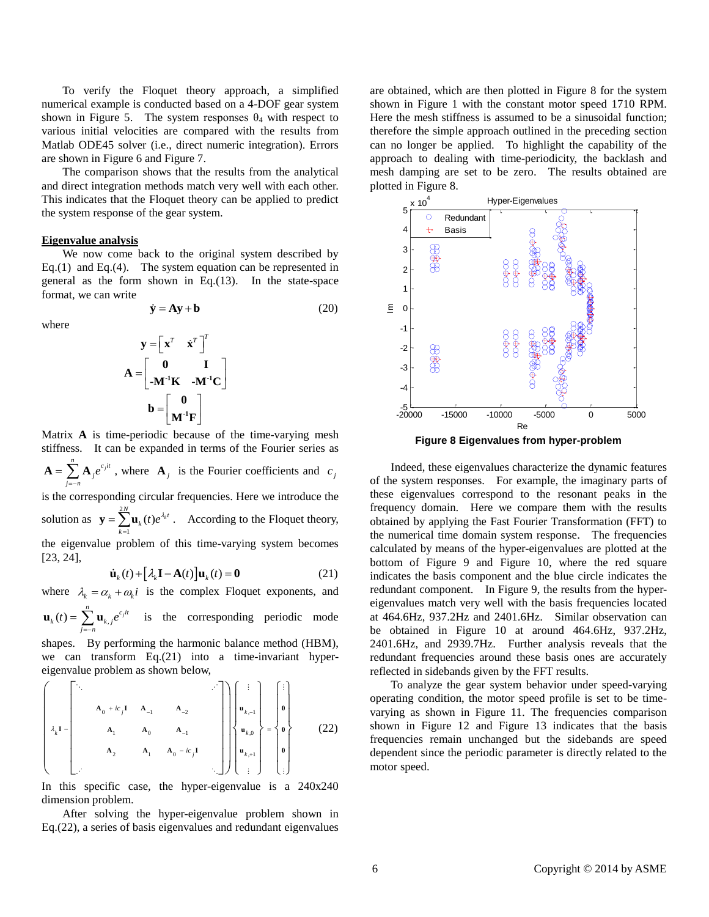To verify the Floquet theory approach, a simplified numerical example is conducted based on a 4-DOF gear system shown in Figure 5. The system responses $\theta_4$ with respect to various initial velocities are compared with the results from Matlab ODE45 solver (i.e., direct numeric integration). Errors are shown in Figure 6 and Figure 7.

The comparison shows that the results from the analytical and direct integration methods match very well with each other. This indicates that the Floquet theory can be applied to predict the system response of the gear system.

**Eigenvalue analysis**

We now come back to the original system described by Eq.(1) and Eq.(4). The system equation can be represented in general as the form shown in Eq.(13). In the state-space format, we can write

$$\dot{\mathbf{y}} = \mathbf{A}\mathbf{y} + \mathbf{b} \tag{20}$$

where

$$\mathbf{y} = \begin{bmatrix} \mathbf{x}^T & \dot{\mathbf{x}}^T \end{bmatrix}^T$$

$$\mathbf{A} = \begin{bmatrix} \mathbf{0} & \mathbf{I} \\ -\mathbf{M}^{-1}\mathbf{K} & -\mathbf{M}^{-1}\mathbf{C} \end{bmatrix}$$

$$\mathbf{b} = \begin{bmatrix} \mathbf{0} \\ \mathbf{M}^{-1}\mathbf{F} \end{bmatrix}$$

Matrix **A** is time-periodic because of the time-varying mesh stiffness. It can be expanded in terms of the Fourier series as $\mathbf{A} = \sum_{j=-n}^{n} \mathbf{A}_j e^{c_j i t}$, where $\mathbf{A}_j$ is the Fourier coefficients and $c_j$ is the corresponding circular frequencies. Here we introduce the solution as $\mathbf{y} = \sum_{k=1}^{2N} \mathbf{u}_k(t) e^{\lambda_k t}$. According to the Floquet theory, the eigenvalue problem of this time-varying system becomes [23, 24],

$$\dot{\mathbf{u}}_k(t) + \left[\lambda_k \mathbf{I} - \mathbf{A}(t)\right]\mathbf{u}_k(t) = \mathbf{0} \tag{21}$$

where $\lambda_k = \alpha_k + \omega_k i$ is the complex Floquet exponents, and $\mathbf{u}_k(t) = \sum_{j=-n}^{n} \mathbf{u}_{k,j} e^{c_j i t}$ is the corresponding periodic mode shapes. By performing the harmonic balance method (HBM), we can transform Eq.(21) into a time-invariant hyper-eigenvalue problem as shown below,

$$\left( \lambda_k \mathbf{I} - \begin{bmatrix} \ddots & & & \iddots \\ & \mathbf{A}_0 + ic_j\mathbf{I} & \mathbf{A}_{-1} & \mathbf{A}_{-2} \\ & \mathbf{A}_1 & \mathbf{A}_0 & \mathbf{A}_{-1} \\ & \mathbf{A}_2 & \mathbf{A}_1 & \mathbf{A}_0 - ic_j\mathbf{I} \\ \iddots & & & \ddots \end{bmatrix} \right) \begin{Bmatrix} \vdots \\ \mathbf{u}_{k,-1} \\ \mathbf{u}_{k,0} \\ \mathbf{u}_{k,+1} \\ \vdots \end{Bmatrix} = \begin{Bmatrix} \vdots \\ \mathbf{0} \\ \mathbf{0} \\ \mathbf{0} \\ \vdots \end{Bmatrix} \tag{22}$$

In this specific case, the hyper-eigenvalue is a 240x240 dimension problem.

After solving the hyper-eigenvalue problem shown in Eq.(22), a series of basis eigenvalues and redundant eigenvalues are obtained, which are then plotted in Figure 8 for the system shown in Figure 1 with the constant motor speed 1710 RPM. Here the mesh stiffness is assumed to be a sinusoidal function; therefore the simple approach outlined in the preceding section can no longer be applied. To highlight the capability of the approach to dealing with time-periodicity, the backlash and mesh damping are set to be zero. The results obtained are plotted in Figure 8.

**Figure 8 Eigenvalues from hyper-problem**

Indeed, these eigenvalues characterize the dynamic features of the system responses. For example, the imaginary parts of these eigenvalues correspond to the resonant peaks in the frequency domain. Here we compare them with the results obtained by applying the Fast Fourier Transformation (FFT) to the numerical time domain system response. The frequencies calculated by means of the hyper-eigenvalues are plotted at the bottom of Figure 9 and Figure 10, where the red square indicates the basis component and the blue circle indicates the redundant component. In Figure 9, the results from the hyper-eigenvalues match very well with the basis frequencies located at 464.6Hz, 937.2Hz and 2401.6Hz. Similar observation can be obtained in Figure 10 at around 464.6Hz, 937.2Hz, 2401.6Hz, and 2939.7Hz. Further analysis reveals that the redundant frequencies around these basis ones are accurately reflected in sidebands given by the FFT results.

To analyze the gear system behavior under speed-varying operating condition, the motor speed profile is set to be time-varying as shown in Figure 11. The frequencies comparison shown in Figure 12 and Figure 13 indicates that the basis frequencies remain unchanged but the sidebands are speed dependent since the periodic parameter is directly related to the motor speed.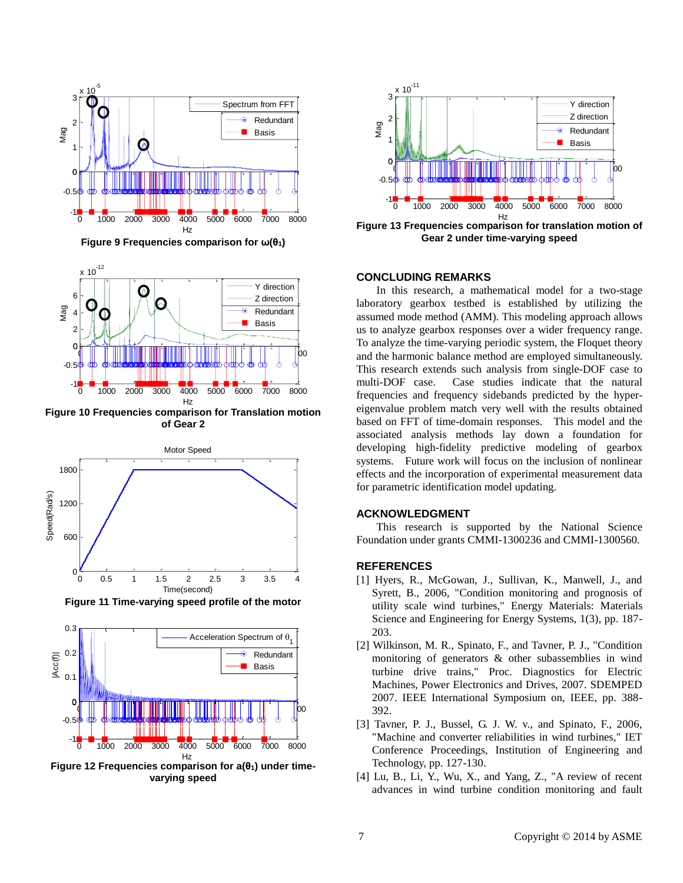Figure 9 Frequencies comparison for ω(θ1)

Figure 10 Frequencies comparison for Translation motion of Gear 2

Figure 11 Time-varying speed profile of the motor

Figure 12 Frequencies comparison for a(θ1) under time-varying speed

Figure 13 Frequencies comparison for translation motion of Gear 2 under time-varying speed

## CONCLUDING REMARKS

In this research, a mathematical model for a two-stage laboratory gearbox testbed is established by utilizing the assumed mode method (AMM). This modeling approach allows us to analyze gearbox responses over a wider frequency range. To analyze the time-varying periodic system, the Floquet theory and the harmonic balance method are employed simultaneously. This research extends such analysis from single-DOF case to multi-DOF case. Case studies indicate that the natural frequencies and frequency sidebands predicted by the hyper-eigenvalue problem match very well with the results obtained based on FFT of time-domain responses. This model and the associated analysis methods lay down a foundation for developing high-fidelity predictive modeling of gearbox systems. Future work will focus on the inclusion of nonlinear effects and the incorporation of experimental measurement data for parametric identification model updating.

## ACKNOWLEDGMENT

This research is supported by the National Science Foundation under grants CMMI-1300236 and CMMI-1300560.

## REFERENCES

[1] Hyers, R., McGowan, J., Sullivan, K., Manwell, J., and Syrett, B., 2006, "Condition monitoring and prognosis of utility scale wind turbines," Energy Materials: Materials Science and Engineering for Energy Systems, 1(3), pp. 187-203.

[2] Wilkinson, M. R., Spinato, F., and Tavner, P. J., "Condition monitoring of generators & other subassemblies in wind turbine drive trains," Proc. Diagnostics for Electric Machines, Power Electronics and Drives, 2007. SDEMPED 2007. IEEE International Symposium on, IEEE, pp. 388-392.

[3] Tavner, P. J., Bussel, G. J. W. v., and Spinato, F., 2006, "Machine and converter reliabilities in wind turbines," IET Conference Proceedings, Institution of Engineering and Technology, pp. 127-130.

[4] Lu, B., Li, Y., Wu, X., and Yang, Z., "A review of recent advances in wind turbine condition monitoring and fault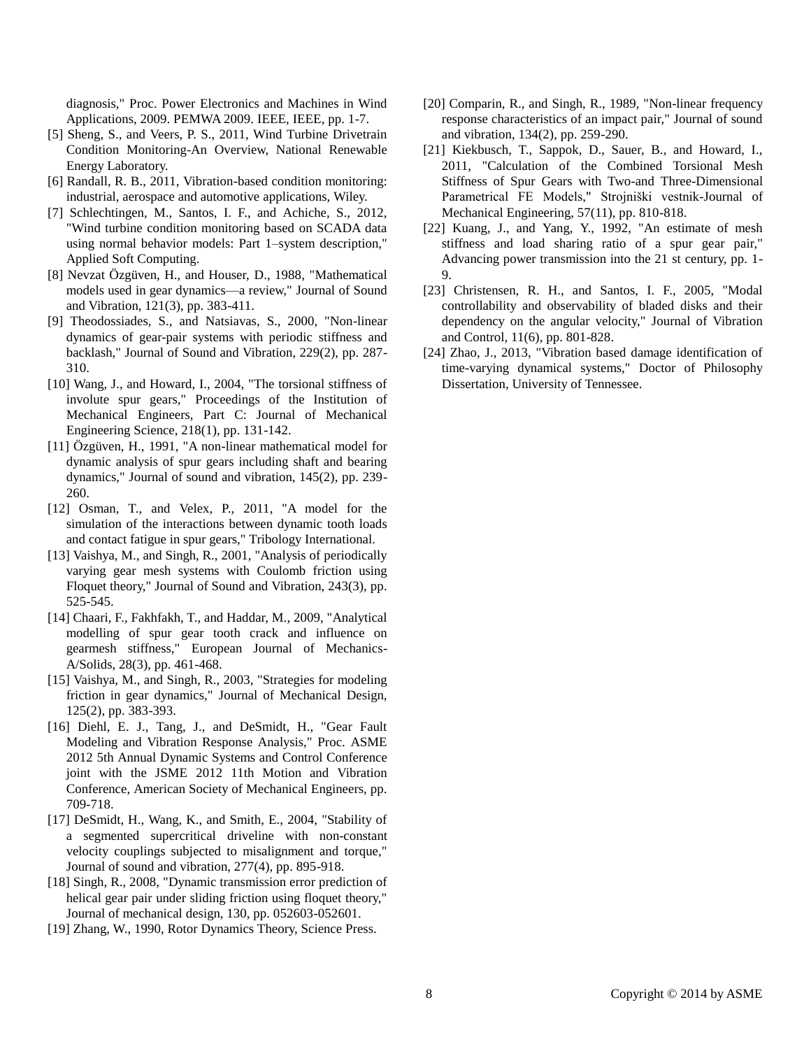diagnosis," Proc. Power Electronics and Machines in Wind Applications, 2009. PEMWA 2009. IEEE, IEEE, pp. 1-7.

[5] Sheng, S., and Veers, P. S., 2011, Wind Turbine Drivetrain Condition Monitoring-An Overview, National Renewable Energy Laboratory.

[6] Randall, R. B., 2011, Vibration-based condition monitoring: industrial, aerospace and automotive applications, Wiley.

[7] Schlechtingen, M., Santos, I. F., and Achiche, S., 2012, "Wind turbine condition monitoring based on SCADA data using normal behavior models: Part 1–system description," Applied Soft Computing.

[8] Nevzat Özgüven, H., and Houser, D., 1988, "Mathematical models used in gear dynamics—a review," Journal of Sound and Vibration, 121(3), pp. 383-411.

[9] Theodossiades, S., and Natsiavas, S., 2000, "Non-linear dynamics of gear-pair systems with periodic stiffness and backlash," Journal of Sound and Vibration, 229(2), pp. 287-310.

[10] Wang, J., and Howard, I., 2004, "The torsional stiffness of involute spur gears," Proceedings of the Institution of Mechanical Engineers, Part C: Journal of Mechanical Engineering Science, 218(1), pp. 131-142.

[11] Özgüven, H., 1991, "A non-linear mathematical model for dynamic analysis of spur gears including shaft and bearing dynamics," Journal of sound and vibration, 145(2), pp. 239-260.

[12] Osman, T., and Velex, P., 2011, "A model for the simulation of the interactions between dynamic tooth loads and contact fatigue in spur gears," Tribology International.

[13] Vaishya, M., and Singh, R., 2001, "Analysis of periodically varying gear mesh systems with Coulomb friction using Floquet theory," Journal of Sound and Vibration, 243(3), pp. 525-545.

[14] Chaari, F., Fakhfakh, T., and Haddar, M., 2009, "Analytical modelling of spur gear tooth crack and influence on gearmesh stiffness," European Journal of Mechanics-A/Solids, 28(3), pp. 461-468.

[15] Vaishya, M., and Singh, R., 2003, "Strategies for modeling friction in gear dynamics," Journal of Mechanical Design, 125(2), pp. 383-393.

[16] Diehl, E. J., Tang, J., and DeSmidt, H., "Gear Fault Modeling and Vibration Response Analysis," Proc. ASME 2012 5th Annual Dynamic Systems and Control Conference joint with the JSME 2012 11th Motion and Vibration Conference, American Society of Mechanical Engineers, pp. 709-718.

[17] DeSmidt, H., Wang, K., and Smith, E., 2004, "Stability of a segmented supercritical driveline with non-constant velocity couplings subjected to misalignment and torque," Journal of sound and vibration, 277(4), pp. 895-918.

[18] Singh, R., 2008, "Dynamic transmission error prediction of helical gear pair under sliding friction using floquet theory," Journal of mechanical design, 130, pp. 052603-052601.

[19] Zhang, W., 1990, Rotor Dynamics Theory, Science Press.

[20] Comparin, R., and Singh, R., 1989, "Non-linear frequency response characteristics of an impact pair," Journal of sound and vibration, 134(2), pp. 259-290.

[21] Kiekbusch, T., Sappok, D., Sauer, B., and Howard, I., 2011, "Calculation of the Combined Torsional Mesh Stiffness of Spur Gears with Two-and Three-Dimensional Parametrical FE Models," Strojniški vestnik-Journal of Mechanical Engineering, 57(11), pp. 810-818.

[22] Kuang, J., and Yang, Y., 1992, "An estimate of mesh stiffness and load sharing ratio of a spur gear pair," Advancing power transmission into the 21 st century, pp. 1-9.

[23] Christensen, R. H., and Santos, I. F., 2005, "Modal controllability and observability of bladed disks and their dependency on the angular velocity," Journal of Vibration and Control, 11(6), pp. 801-828.

[24] Zhao, J., 2013, "Vibration based damage identification of time-varying dynamical systems," Doctor of Philosophy Dissertation, University of Tennessee.